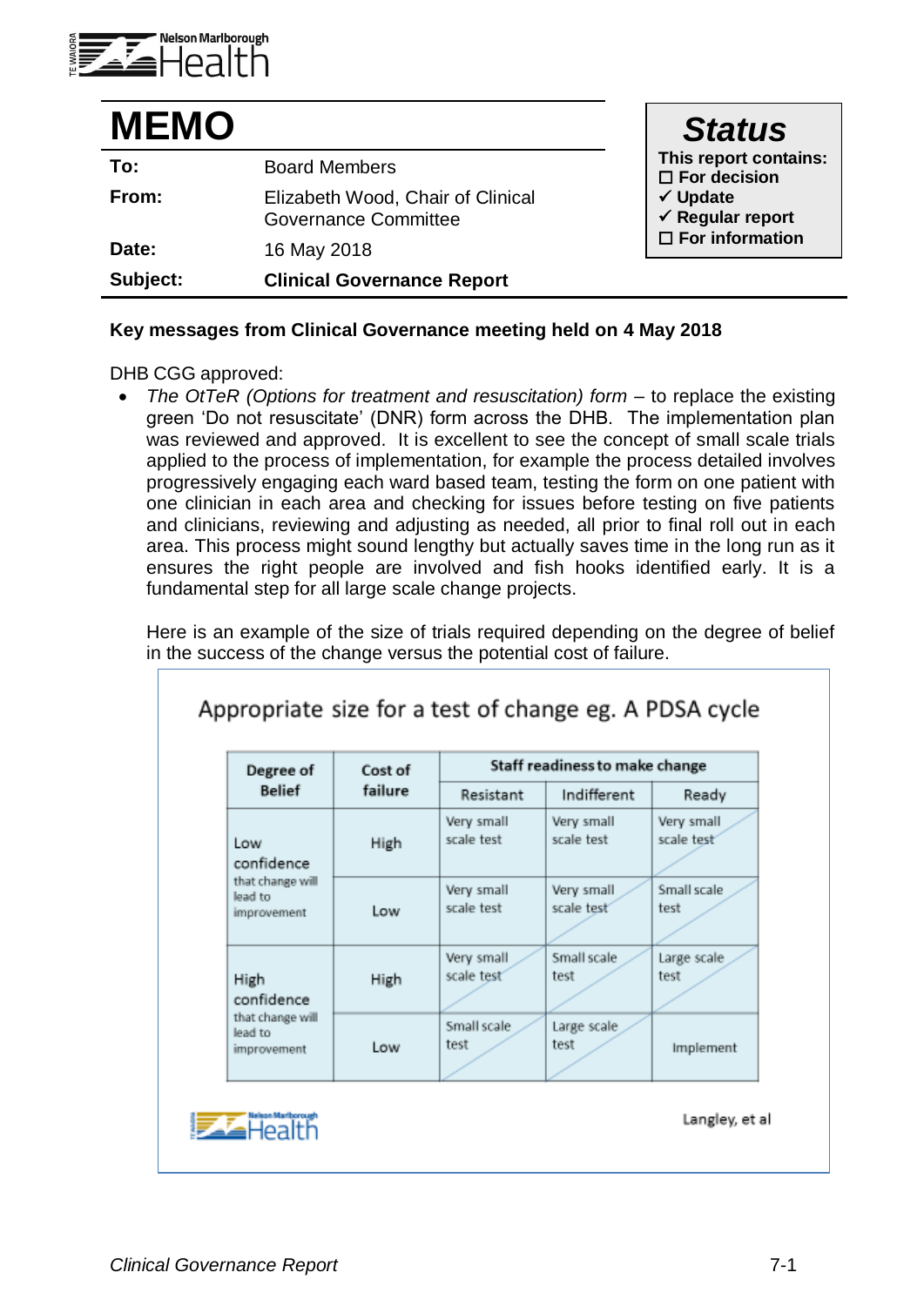# MEMO

| | |
|---|---|
| **To:** | Board Members |
| **From:** | Elizabeth Wood, Chair of Clinical Governance Committee |
| **Date:** | 16 May 2018 |
| **Subject:** | **Clinical Governance Report** |

**Status**

**This report contains:**
- ☐ For decision
- ✓ Update
- ✓ Regular report
- ☐ For information

**Key messages from Clinical Governance meeting held on 4 May 2018**

DHB CGG approved:

- *The OtTeR (Options for treatment and resuscitation) form* – to replace the existing green 'Do not resuscitate' (DNR) form across the DHB. The implementation plan was reviewed and approved. It is excellent to see the concept of small scale trials applied to the process of implementation, for example the process detailed involves progressively engaging each ward based team, testing the form on one patient with one clinician in each area and checking for issues before testing on five patients and clinicians, reviewing and adjusting as needed, all prior to final roll out in each area. This process might sound lengthy but actually saves time in the long run as it ensures the right people are involved and fish hooks identified early. It is a fundamental step for all large scale change projects.

  Here is an example of the size of trials required depending on the degree of belief in the success of the change versus the potential cost of failure.

**Appropriate size for a test of change eg. A PDSA cycle**

| Degree of Belief | Cost of failure | Staff readiness to make change | | |
|---|---|---|---|---|
| | | Resistant | Indifferent | Ready |
| Low confidence that change will lead to improvement | High | Very small scale test | Very small scale test | Very small scale test |
| | Low | Very small scale test | Very small scale test | Small scale test |
| High confidence that change will lead to improvement | High | Very small scale test | Small scale test | Large scale test |
| | Low | Small scale test | Large scale test | Implement |

Langley, et al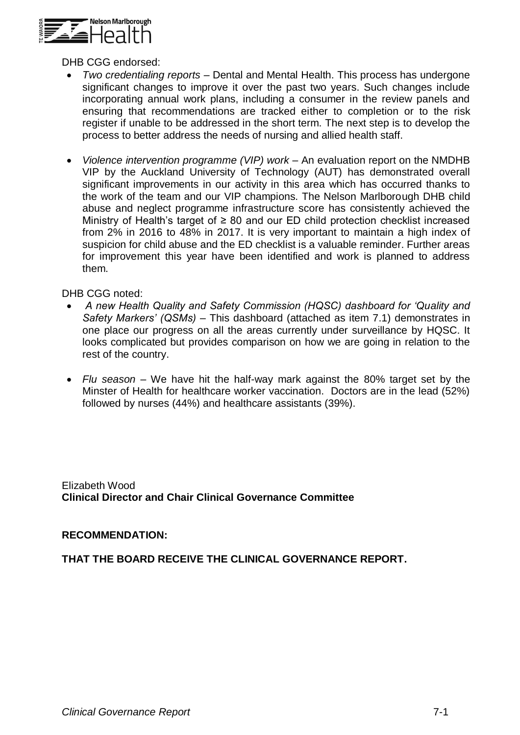DHB CGG endorsed:

- *Two credentialing reports* – Dental and Mental Health. This process has undergone significant changes to improve it over the past two years. Such changes include incorporating annual work plans, including a consumer in the review panels and ensuring that recommendations are tracked either to completion or to the risk register if unable to be addressed in the short term. The next step is to develop the process to better address the needs of nursing and allied health staff.

- *Violence intervention programme (VIP) work* – An evaluation report on the NMDHB VIP by the Auckland University of Technology (AUT) has demonstrated overall significant improvements in our activity in this area which has occurred thanks to the work of the team and our VIP champions. The Nelson Marlborough DHB child abuse and neglect programme infrastructure score has consistently achieved the Ministry of Health's target of ≥ 80 and our ED child protection checklist increased from 2% in 2016 to 48% in 2017. It is very important to maintain a high index of suspicion for child abuse and the ED checklist is a valuable reminder. Further areas for improvement this year have been identified and work is planned to address them.

DHB CGG noted:

- *A new Health Quality and Safety Commission (HQSC) dashboard for 'Quality and Safety Markers' (QSMs)* – This dashboard (attached as item 7.1) demonstrates in one place our progress on all the areas currently under surveillance by HQSC. It looks complicated but provides comparison on how we are going in relation to the rest of the country.

- *Flu season* – We have hit the half-way mark against the 80% target set by the Minster of Health for healthcare worker vaccination. Doctors are in the lead (52%) followed by nurses (44%) and healthcare assistants (39%).

Elizabeth Wood
**Clinical Director and Chair Clinical Governance Committee**

**RECOMMENDATION:**

**THAT THE BOARD RECEIVE THE CLINICAL GOVERNANCE REPORT.**